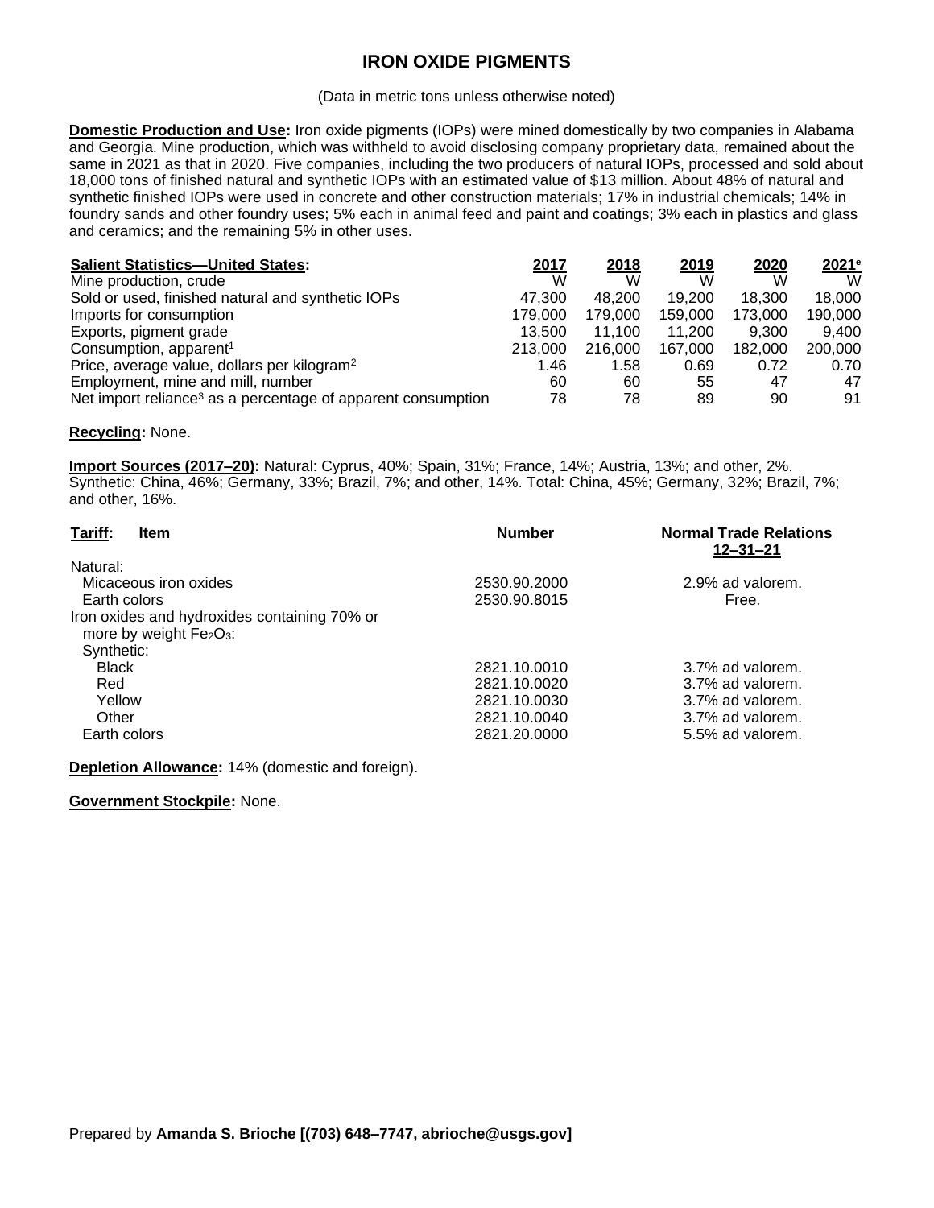# IRON OXIDE PIGMENTS

(Data in metric tons unless otherwise noted)

**Domestic Production and Use:** Iron oxide pigments (IOPs) were mined domestically by two companies in Alabama and Georgia. Mine production, which was withheld to avoid disclosing company proprietary data, remained about the same in 2021 as that in 2020. Five companies, including the two producers of natural IOPs, processed and sold about 18,000 tons of finished natural and synthetic IOPs with an estimated value of $13 million. About 48% of natural and synthetic finished IOPs were used in concrete and other construction materials; 17% in industrial chemicals; 14% in foundry sands and other foundry uses; 5% each in animal feed and paint and coatings; 3% each in plastics and glass and ceramics; and the remaining 5% in other uses.

| Salient Statistics—United States: | 2017 | 2018 | 2019 | 2020 | 2021[e] |
|---|---|---|---|---|---|
| Mine production, crude | W | W | W | W | W |
| Sold or used, finished natural and synthetic IOPs | 47,300 | 48,200 | 19,200 | 18,300 | 18,000 |
| Imports for consumption | 179,000 | 179,000 | 159,000 | 173,000 | 190,000 |
| Exports, pigment grade | 13,500 | 11,100 | 11,200 | 9,300 | 9,400 |
| Consumption, apparent[1] | 213,000 | 216,000 | 167,000 | 182,000 | 200,000 |
| Price, average value, dollars per kilogram[2] | 1.46 | 1.58 | 0.69 | 0.72 | 0.70 |
| Employment, mine and mill, number | 60 | 60 | 55 | 47 | 47 |
| Net import reliance[3] as a percentage of apparent consumption | 78 | 78 | 89 | 90 | 91 |

**Recycling:** None.

**Import Sources (2017–20):** Natural: Cyprus, 40%; Spain, 31%; France, 14%; Austria, 13%; and other, 2%. Synthetic: China, 46%; Germany, 33%; Brazil, 7%; and other, 14%. Total: China, 45%; Germany, 32%; Brazil, 7%; and other, 16%.

| Tariff: Item | Number | Normal Trade Relations 12–31–21 |
|---|---|---|
| Natural: | | |
| Micaceous iron oxides | 2530.90.2000 | 2.9% ad valorem. |
| Earth colors | 2530.90.8015 | Free. |
| Iron oxides and hydroxides containing 70% or more by weight $Fe_2O_3$: | | |
| Synthetic: | | |
| Black | 2821.10.0010 | 3.7% ad valorem. |
| Red | 2821.10.0020 | 3.7% ad valorem. |
| Yellow | 2821.10.0030 | 3.7% ad valorem. |
| Other | 2821.10.0040 | 3.7% ad valorem. |
| Earth colors | 2821.20.0000 | 5.5% ad valorem. |

**Depletion Allowance:** 14% (domestic and foreign).

**Government Stockpile:** None.

Prepared by **Amanda S. Brioche [(703) 648–7747, abrioche@usgs.gov]**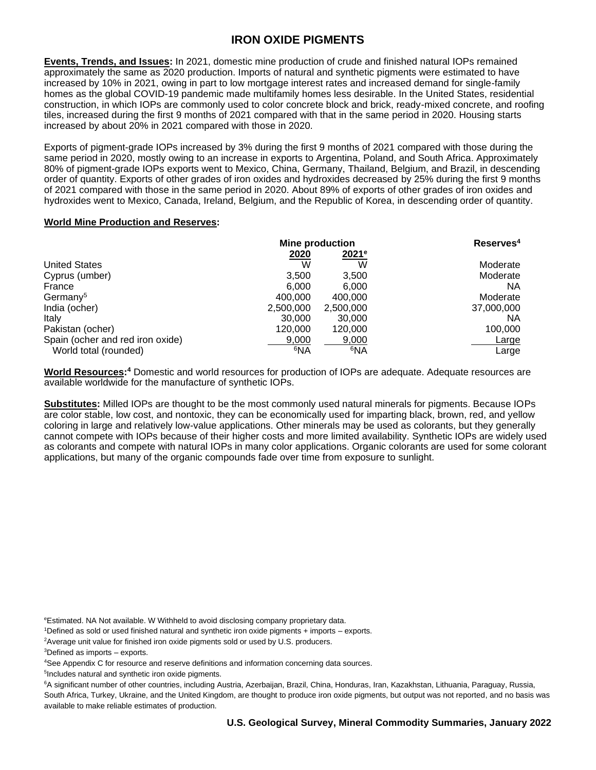# IRON OXIDE PIGMENTS

**Events, Trends, and Issues:** In 2021, domestic mine production of crude and finished natural IOPs remained approximately the same as 2020 production. Imports of natural and synthetic pigments were estimated to have increased by 10% in 2021, owing in part to low mortgage interest rates and increased demand for single-family homes as the global COVID-19 pandemic made multifamily homes less desirable. In the United States, residential construction, in which IOPs are commonly used to color concrete block and brick, ready-mixed concrete, and roofing tiles, increased during the first 9 months of 2021 compared with that in the same period in 2020. Housing starts increased by about 20% in 2021 compared with those in 2020.

Exports of pigment-grade IOPs increased by 3% during the first 9 months of 2021 compared with those during the same period in 2020, mostly owing to an increase in exports to Argentina, Poland, and South Africa. Approximately 80% of pigment-grade IOPs exports went to Mexico, China, Germany, Thailand, Belgium, and Brazil, in descending order of quantity. Exports of other grades of iron oxides and hydroxides decreased by 25% during the first 9 months of 2021 compared with those in the same period in 2020. About 89% of exports of other grades of iron oxides and hydroxides went to Mexico, Canada, Ireland, Belgium, and the Republic of Korea, in descending order of quantity.

**World Mine Production and Reserves:**

| | Mine production | | Reserves[4] |
|---|---|---|---|
| | 2020 | 2021[e] | |
| United States | W | W | Moderate |
| Cyprus (umber) | 3,500 | 3,500 | Moderate |
| France | 6,000 | 6,000 | NA |
| Germany[5] | 400,000 | 400,000 | Moderate |
| India (ocher) | 2,500,000 | 2,500,000 | 37,000,000 |
| Italy | 30,000 | 30,000 | NA |
| Pakistan (ocher) | 120,000 | 120,000 | 100,000 |
| Spain (ocher and red iron oxide) | 9,000 | 9,000 | Large |
| World total (rounded) | [6]NA | [6]NA | Large |

**World Resources:**[4] Domestic and world resources for production of IOPs are adequate. Adequate resources are available worldwide for the manufacture of synthetic IOPs.

**Substitutes:** Milled IOPs are thought to be the most commonly used natural minerals for pigments. Because IOPs are color stable, low cost, and nontoxic, they can be economically used for imparting black, brown, red, and yellow coloring in large and relatively low-value applications. Other minerals may be used as colorants, but they generally cannot compete with IOPs because of their higher costs and more limited availability. Synthetic IOPs are widely used as colorants and compete with natural IOPs in many color applications. Organic colorants are used for some colorant applications, but many of the organic compounds fade over time from exposure to sunlight.

[e]Estimated. NA Not available. W Withheld to avoid disclosing company proprietary data.

[1]Defined as sold or used finished natural and synthetic iron oxide pigments + imports – exports.

[2]Average unit value for finished iron oxide pigments sold or used by U.S. producers.

[3]Defined as imports – exports.

[4]See Appendix C for resource and reserve definitions and information concerning data sources.

[5]Includes natural and synthetic iron oxide pigments.

[6]A significant number of other countries, including Austria, Azerbaijan, Brazil, China, Honduras, Iran, Kazakhstan, Lithuania, Paraguay, Russia, South Africa, Turkey, Ukraine, and the United Kingdom, are thought to produce iron oxide pigments, but output was not reported, and no basis was available to make reliable estimates of production.